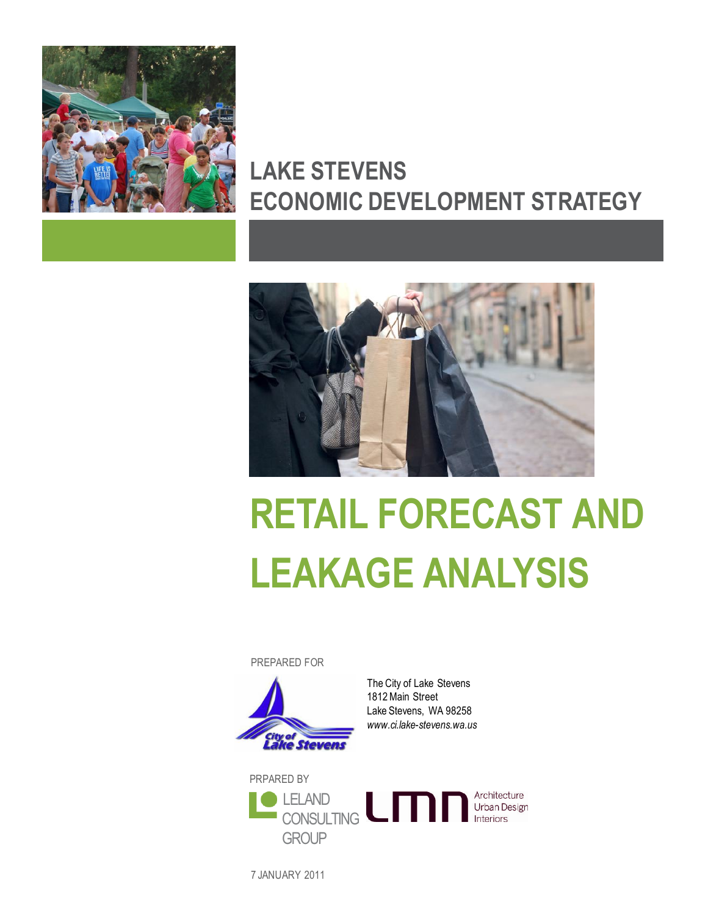# LAKE STEVENS ECONOMIC DEVELOPMENT STRATEGY

# RETAIL FORECAST AND LEAKAGE ANALYSIS

PREPARED FOR

The City of Lake Stevens
1812 Main Street
Lake Stevens, WA 98258
*www.ci.lake-stevens.wa.us*

PRPARED BY

LELAND CONSULTING GROUP

LMN Architecture Urban Design Interiors

7 JANUARY 2011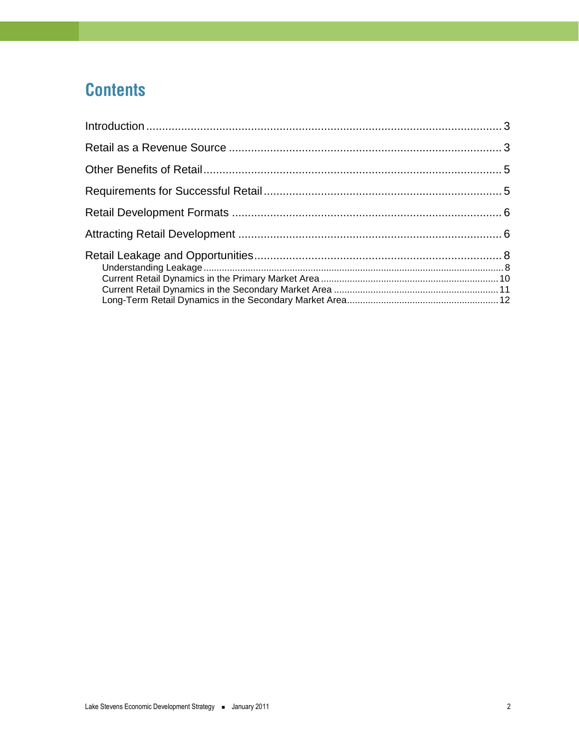# Contents

Introduction ................................................................................................................ 3

Retail as a Revenue Source ....................................................................................... 3

Other Benefits of Retail .............................................................................................. 5

Requirements for Successful Retail ........................................................................... 5

Retail Development Formats ..................................................................................... 6

Attracting Retail Development .................................................................................... 6

Retail Leakage and Opportunities ............................................................................... 8

- Understanding Leakage ........................................................................................................... 8
- Current Retail Dynamics in the Primary Market Area .................................................................... 10
- Current Retail Dynamics in the Secondary Market Area ............................................................... 11
- Long-Term Retail Dynamics in the Secondary Market Area ........................................................... 12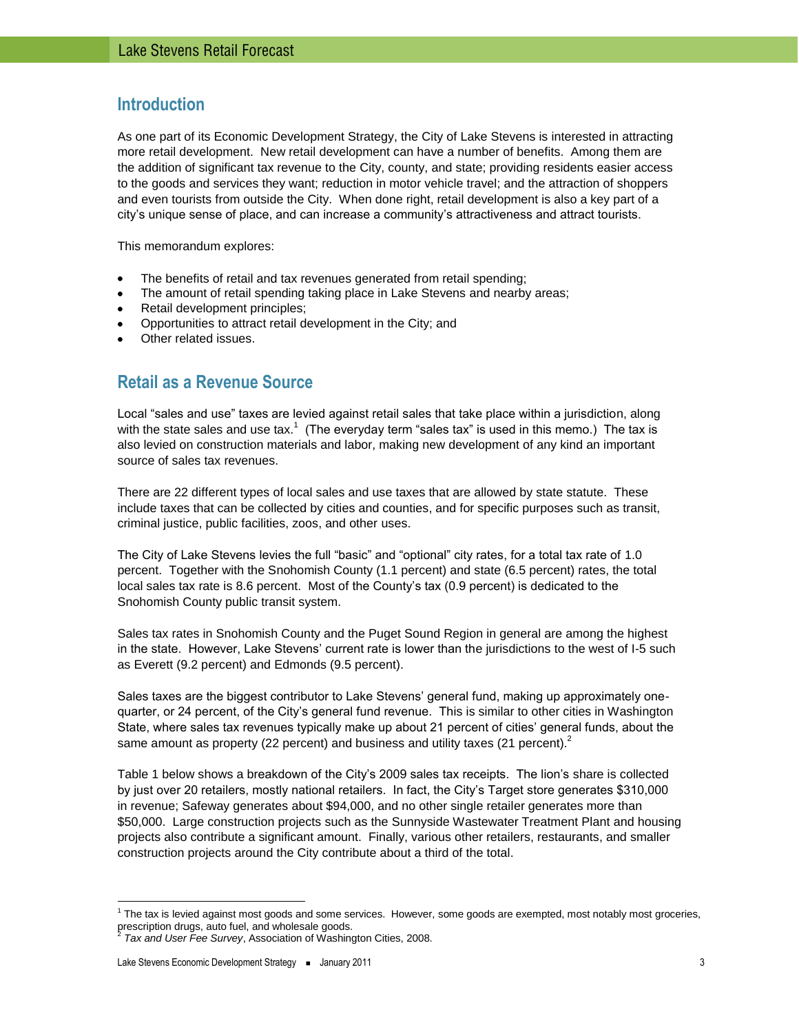## Introduction

As one part of its Economic Development Strategy, the City of Lake Stevens is interested in attracting more retail development. New retail development can have a number of benefits. Among them are the addition of significant tax revenue to the City, county, and state; providing residents easier access to the goods and services they want; reduction in motor vehicle travel; and the attraction of shoppers and even tourists from outside the City. When done right, retail development is also a key part of a city's unique sense of place, and can increase a community's attractiveness and attract tourists.

This memorandum explores:

- The benefits of retail and tax revenues generated from retail spending;
- The amount of retail spending taking place in Lake Stevens and nearby areas;
- Retail development principles;
- Opportunities to attract retail development in the City; and
- Other related issues.

## Retail as a Revenue Source

Local "sales and use" taxes are levied against retail sales that take place within a jurisdiction, along with the state sales and use tax.[1] (The everyday term "sales tax" is used in this memo.) The tax is also levied on construction materials and labor, making new development of any kind an important source of sales tax revenues.

There are 22 different types of local sales and use taxes that are allowed by state statute. These include taxes that can be collected by cities and counties, and for specific purposes such as transit, criminal justice, public facilities, zoos, and other uses.

The City of Lake Stevens levies the full "basic" and "optional" city rates, for a total tax rate of 1.0 percent. Together with the Snohomish County (1.1 percent) and state (6.5 percent) rates, the total local sales tax rate is 8.6 percent. Most of the County's tax (0.9 percent) is dedicated to the Snohomish County public transit system.

Sales tax rates in Snohomish County and the Puget Sound Region in general are among the highest in the state. However, Lake Stevens' current rate is lower than the jurisdictions to the west of I-5 such as Everett (9.2 percent) and Edmonds (9.5 percent).

Sales taxes are the biggest contributor to Lake Stevens' general fund, making up approximately one-quarter, or 24 percent, of the City's general fund revenue. This is similar to other cities in Washington State, where sales tax revenues typically make up about 21 percent of cities' general funds, about the same amount as property (22 percent) and business and utility taxes (21 percent).[2]

Table 1 below shows a breakdown of the City's 2009 sales tax receipts. The lion's share is collected by just over 20 retailers, mostly national retailers. In fact, the City's Target store generates $310,000 in revenue; Safeway generates about $94,000, and no other single retailer generates more than $50,000. Large construction projects such as the Sunnyside Wastewater Treatment Plant and housing projects also contribute a significant amount. Finally, various other retailers, restaurants, and smaller construction projects around the City contribute about a third of the total.

---

[1] The tax is levied against most goods and some services. However, some goods are exempted, most notably most groceries, prescription drugs, auto fuel, and wholesale goods.

[2] *Tax and User Fee Survey*, Association of Washington Cities, 2008.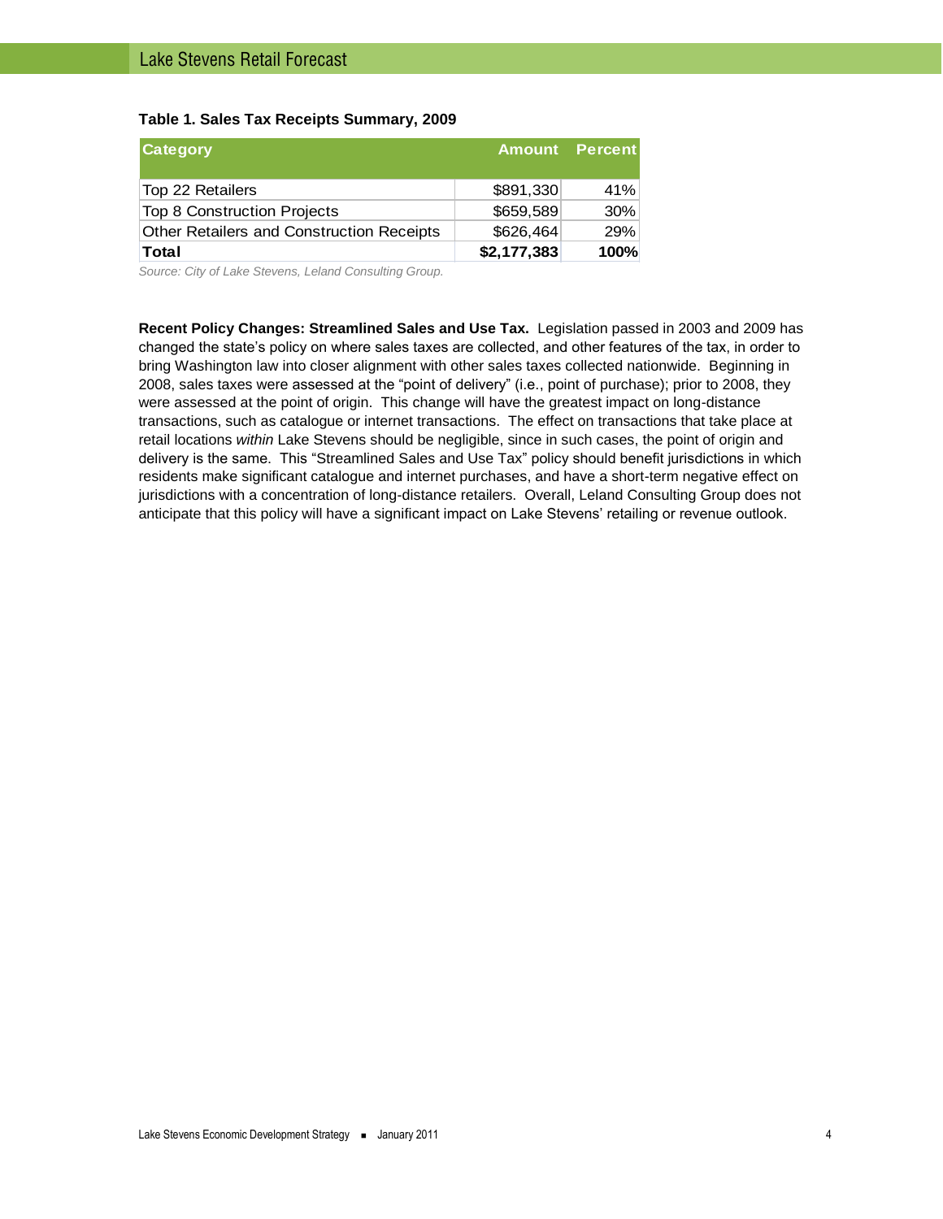**Table 1. Sales Tax Receipts Summary, 2009**

| Category | Amount | Percent |
|---|---|---|
| Top 22 Retailers | $891,330 | 41% |
| Top 8 Construction Projects | $659,589 | 30% |
| Other Retailers and Construction Receipts | $626,464 | 29% |
| **Total** | **$2,177,383** | **100%** |

*Source: City of Lake Stevens, Leland Consulting Group.*

**Recent Policy Changes: Streamlined Sales and Use Tax.** Legislation passed in 2003 and 2009 has changed the state's policy on where sales taxes are collected, and other features of the tax, in order to bring Washington law into closer alignment with other sales taxes collected nationwide. Beginning in 2008, sales taxes were assessed at the "point of delivery" (i.e., point of purchase); prior to 2008, they were assessed at the point of origin. This change will have the greatest impact on long-distance transactions, such as catalogue or internet transactions. The effect on transactions that take place at retail locations *within* Lake Stevens should be negligible, since in such cases, the point of origin and delivery is the same. This "Streamlined Sales and Use Tax" policy should benefit jurisdictions in which residents make significant catalogue and internet purchases, and have a short-term negative effect on jurisdictions with a concentration of long-distance retailers. Overall, Leland Consulting Group does not anticipate that this policy will have a significant impact on Lake Stevens' retailing or revenue outlook.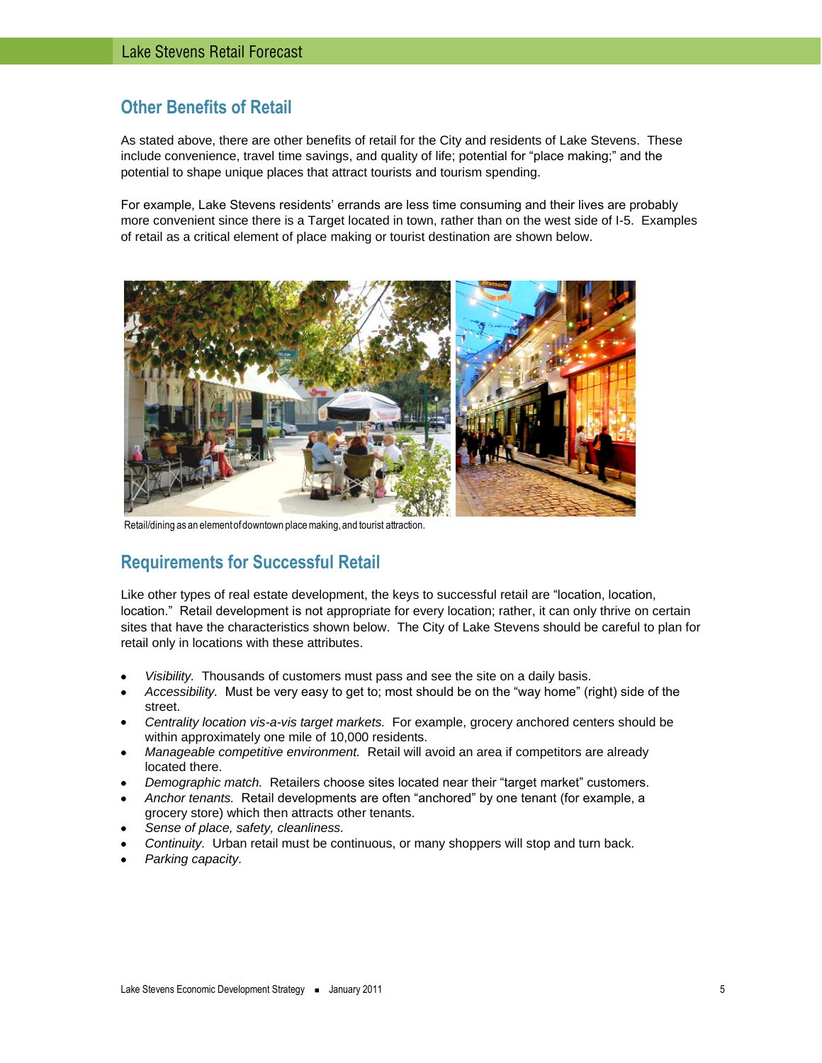## Other Benefits of Retail

As stated above, there are other benefits of retail for the City and residents of Lake Stevens. These include convenience, travel time savings, and quality of life; potential for "place making;" and the potential to shape unique places that attract tourists and tourism spending.

For example, Lake Stevens residents' errands are less time consuming and their lives are probably more convenient since there is a Target located in town, rather than on the west side of I-5. Examples of retail as a critical element of place making or tourist destination are shown below.

Retail/dining as an element of downtown place making, and tourist attraction.

## Requirements for Successful Retail

Like other types of real estate development, the keys to successful retail are "location, location, location." Retail development is not appropriate for every location; rather, it can only thrive on certain sites that have the characteristics shown below. The City of Lake Stevens should be careful to plan for retail only in locations with these attributes.

- *Visibility.* Thousands of customers must pass and see the site on a daily basis.
- *Accessibility.* Must be very easy to get to; most should be on the "way home" (right) side of the street.
- *Centrality location vis-a-vis target markets.* For example, grocery anchored centers should be within approximately one mile of 10,000 residents.
- *Manageable competitive environment.* Retail will avoid an area if competitors are already located there.
- *Demographic match.* Retailers choose sites located near their "target market" customers.
- *Anchor tenants.* Retail developments are often "anchored" by one tenant (for example, a grocery store) which then attracts other tenants.
- *Sense of place, safety, cleanliness.*
- *Continuity.* Urban retail must be continuous, or many shoppers will stop and turn back.
- *Parking capacity.*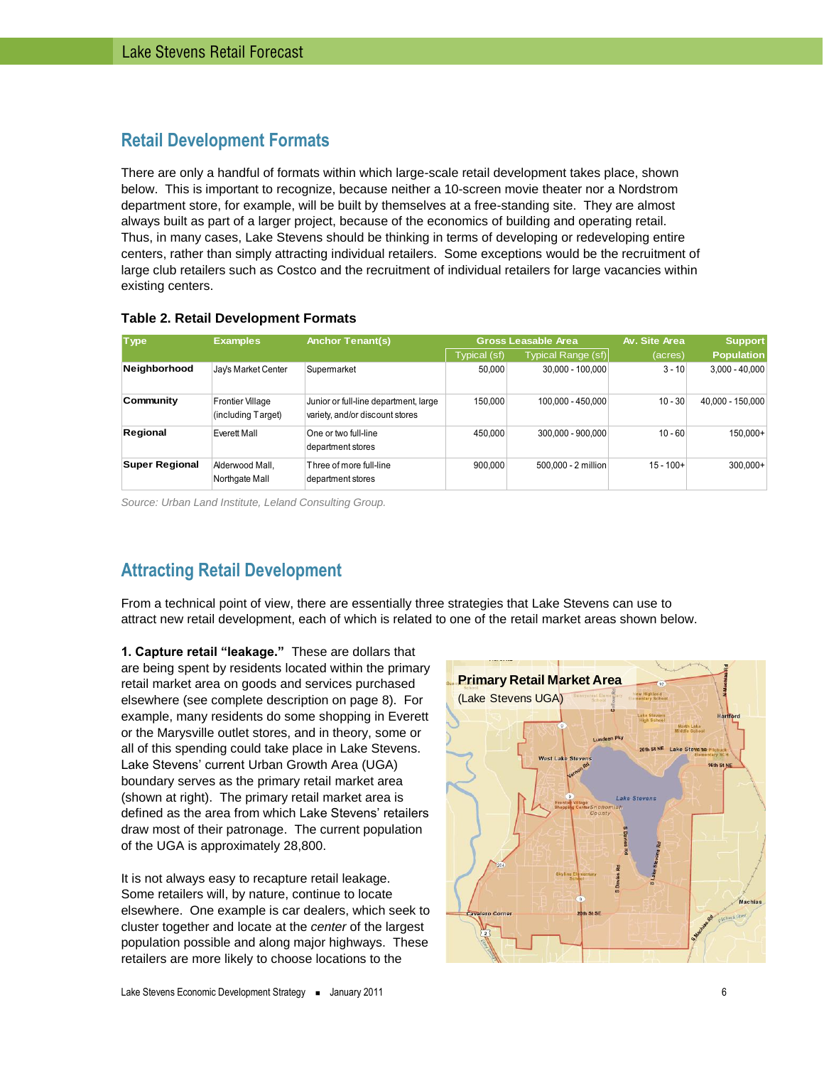## Retail Development Formats

There are only a handful of formats within which large-scale retail development takes place, shown below. This is important to recognize, because neither a 10-screen movie theater nor a Nordstrom department store, for example, will be built by themselves at a free-standing site. They are almost always built as part of a larger project, because of the economics of building and operating retail. Thus, in many cases, Lake Stevens should be thinking in terms of developing or redeveloping entire centers, rather than simply attracting individual retailers. Some exceptions would be the recruitment of large club retailers such as Costco and the recruitment of individual retailers for large vacancies within existing centers.

**Table 2. Retail Development Formats**

| Type | Examples | Anchor Tenant(s) | Gross Leasable Area | | Av. Site Area | Support |
|---|---|---|---|---|---|---|
| | | | Typical (sf) | Typical Range (sf) | (acres) | Population |
| **Neighborhood** | Jay's Market Center | Supermarket | 50,000 | 30,000 - 100,000 | 3 - 10 | 3,000 - 40,000 |
| **Community** | Frontier Village (including Target) | Junior or full-line department, large variety, and/or discount stores | 150,000 | 100,000 - 450,000 | 10 - 30 | 40,000 - 150,000 |
| **Regional** | Everett Mall | One or two full-line department stores | 450,000 | 300,000 - 900,000 | 10 - 60 | 150,000+ |
| **Super Regional** | Alderwood Mall, Northgate Mall | Three of more full-line department stores | 900,000 | 500,000 - 2 million | 15 - 100+ | 300,000+ |

*Source: Urban Land Institute, Leland Consulting Group.*

## Attracting Retail Development

From a technical point of view, there are essentially three strategies that Lake Stevens can use to attract new retail development, each of which is related to one of the retail market areas shown below.

**1. Capture retail "leakage."** These are dollars that are being spent by residents located within the primary retail market area on goods and services purchased elsewhere (see complete description on page 8). For example, many residents do some shopping in Everett or the Marysville outlet stores, and in theory, some or all of this spending could take place in Lake Stevens. Lake Stevens' current Urban Growth Area (UGA) boundary serves as the primary retail market area (shown at right). The primary retail market area is defined as the area from which Lake Stevens' retailers draw most of their patronage. The current population of the UGA is approximately 28,800.

**Primary Retail Market Area**
(Lake Stevens UGA)

It is not always easy to recapture retail leakage. Some retailers will, by nature, continue to locate elsewhere. One example is car dealers, which seek to cluster together and locate at the *center* of the largest population possible and along major highways. These retailers are more likely to choose locations to the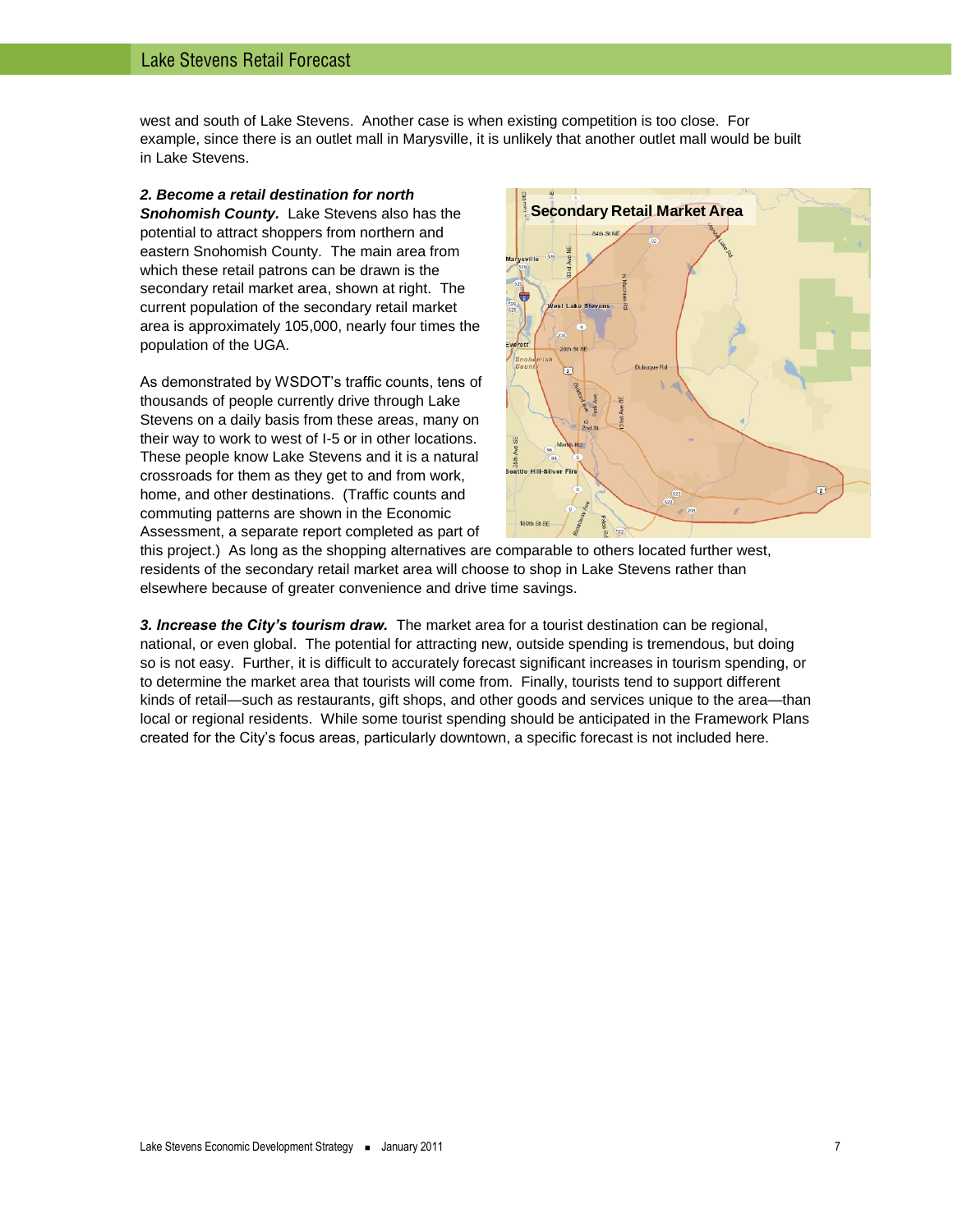west and south of Lake Stevens. Another case is when existing competition is too close. For example, since there is an outlet mall in Marysville, it is unlikely that another outlet mall would be built in Lake Stevens.

***2. Become a retail destination for north Snohomish County.*** Lake Stevens also has the potential to attract shoppers from northern and eastern Snohomish County. The main area from which these retail patrons can be drawn is the secondary retail market area, shown at right. The current population of the secondary retail market area is approximately 105,000, nearly four times the population of the UGA.

**Secondary Retail Market Area**

As demonstrated by WSDOT's traffic counts, tens of thousands of people currently drive through Lake Stevens on a daily basis from these areas, many on their way to work to west of I-5 or in other locations. These people know Lake Stevens and it is a natural crossroads for them as they get to and from work, home, and other destinations. (Traffic counts and commuting patterns are shown in the Economic Assessment, a separate report completed as part of this project.) As long as the shopping alternatives are comparable to others located further west, residents of the secondary retail market area will choose to shop in Lake Stevens rather than elsewhere because of greater convenience and drive time savings.

***3. Increase the City's tourism draw.*** The market area for a tourist destination can be regional, national, or even global. The potential for attracting new, outside spending is tremendous, but doing so is not easy. Further, it is difficult to accurately forecast significant increases in tourism spending, or to determine the market area that tourists will come from. Finally, tourists tend to support different kinds of retail—such as restaurants, gift shops, and other goods and services unique to the area—than local or regional residents. While some tourist spending should be anticipated in the Framework Plans created for the City's focus areas, particularly downtown, a specific forecast is not included here.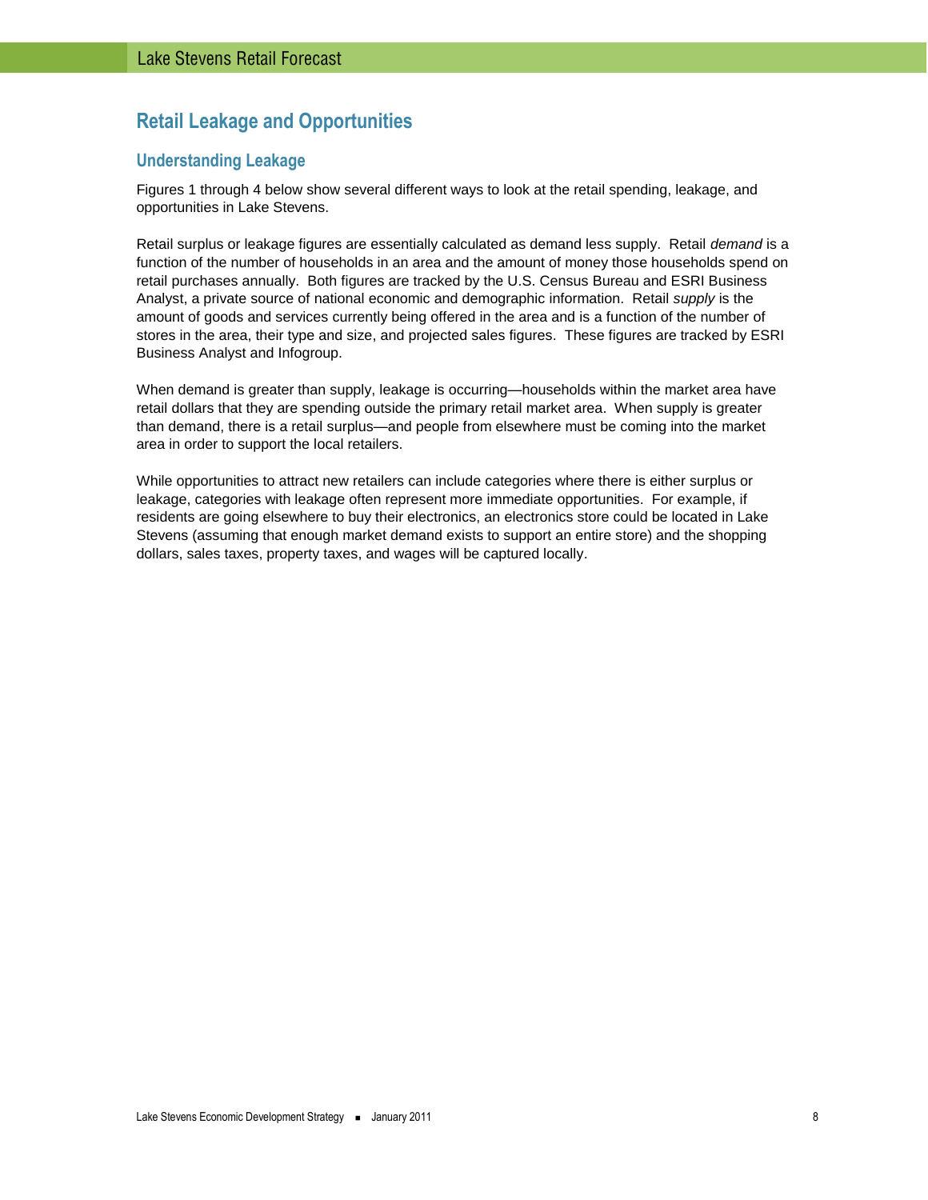## Retail Leakage and Opportunities

### Understanding Leakage

Figures 1 through 4 below show several different ways to look at the retail spending, leakage, and opportunities in Lake Stevens.

Retail surplus or leakage figures are essentially calculated as demand less supply. Retail *demand* is a function of the number of households in an area and the amount of money those households spend on retail purchases annually. Both figures are tracked by the U.S. Census Bureau and ESRI Business Analyst, a private source of national economic and demographic information. Retail *supply* is the amount of goods and services currently being offered in the area and is a function of the number of stores in the area, their type and size, and projected sales figures. These figures are tracked by ESRI Business Analyst and Infogroup.

When demand is greater than supply, leakage is occurring—households within the market area have retail dollars that they are spending outside the primary retail market area. When supply is greater than demand, there is a retail surplus—and people from elsewhere must be coming into the market area in order to support the local retailers.

While opportunities to attract new retailers can include categories where there is either surplus or leakage, categories with leakage often represent more immediate opportunities. For example, if residents are going elsewhere to buy their electronics, an electronics store could be located in Lake Stevens (assuming that enough market demand exists to support an entire store) and the shopping dollars, sales taxes, property taxes, and wages will be captured locally.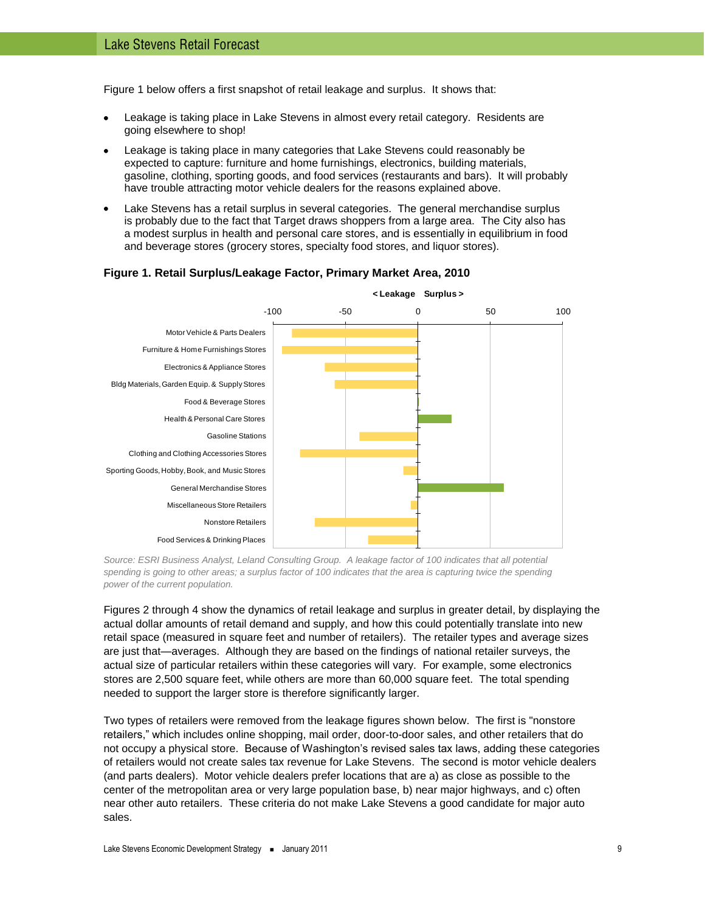Figure 1 below offers a first snapshot of retail leakage and surplus. It shows that:

- Leakage is taking place in Lake Stevens in almost every retail category. Residents are going elsewhere to shop!
- Leakage is taking place in many categories that Lake Stevens could reasonably be expected to capture: furniture and home furnishings, electronics, building materials, gasoline, clothing, sporting goods, and food services (restaurants and bars). It will probably have trouble attracting motor vehicle dealers for the reasons explained above.
- Lake Stevens has a retail surplus in several categories. The general merchandise surplus is probably due to the fact that Target draws shoppers from a large area. The City also has a modest surplus in health and personal care stores, and is essentially in equilibrium in food and beverage stores (grocery stores, specialty food stores, and liquor stores).

**Figure 1. Retail Surplus/Leakage Factor, Primary Market Area, 2010**

< Leakage Surplus >

| Category | Approx. Factor |
|---|---|
| Motor Vehicle & Parts Dealers | -87 |
| Furniture & Home Furnishings Stores | -94 |
| Electronics & Appliance Stores | -64 |
| Bldg Materials, Garden Equip. & Supply Stores | -57 |
| Food & Beverage Stores | 1 |
| Health & Personal Care Stores | 23 |
| Gasoline Stations | -40 |
| Clothing and Clothing Accessories Stores | -81 |
| Sporting Goods, Hobby, Book, and Music Stores | -10 |
| General Merchandise Stores | 59 |
| Miscellaneous Store Retailers | -5 |
| Nonstore Retailers | -71 |
| Food Services & Drinking Places | -34 |

*Source: ESRI Business Analyst, Leland Consulting Group. A leakage factor of 100 indicates that all potential spending is going to other areas; a surplus factor of 100 indicates that the area is capturing twice the spending power of the current population.*

Figures 2 through 4 show the dynamics of retail leakage and surplus in greater detail, by displaying the actual dollar amounts of retail demand and supply, and how this could potentially translate into new retail space (measured in square feet and number of retailers). The retailer types and average sizes are just that—averages. Although they are based on the findings of national retailer surveys, the actual size of particular retailers within these categories will vary. For example, some electronics stores are 2,500 square feet, while others are more than 60,000 square feet. The total spending needed to support the larger store is therefore significantly larger.

Two types of retailers were removed from the leakage figures shown below. The first is "nonstore retailers," which includes online shopping, mail order, door-to-door sales, and other retailers that do not occupy a physical store. Because of Washington's revised sales tax laws, adding these categories of retailers would not create sales tax revenue for Lake Stevens. The second is motor vehicle dealers (and parts dealers). Motor vehicle dealers prefer locations that are a) as close as possible to the center of the metropolitan area or very large population base, b) near major highways, and c) often near other auto retailers. These criteria do not make Lake Stevens a good candidate for major auto sales.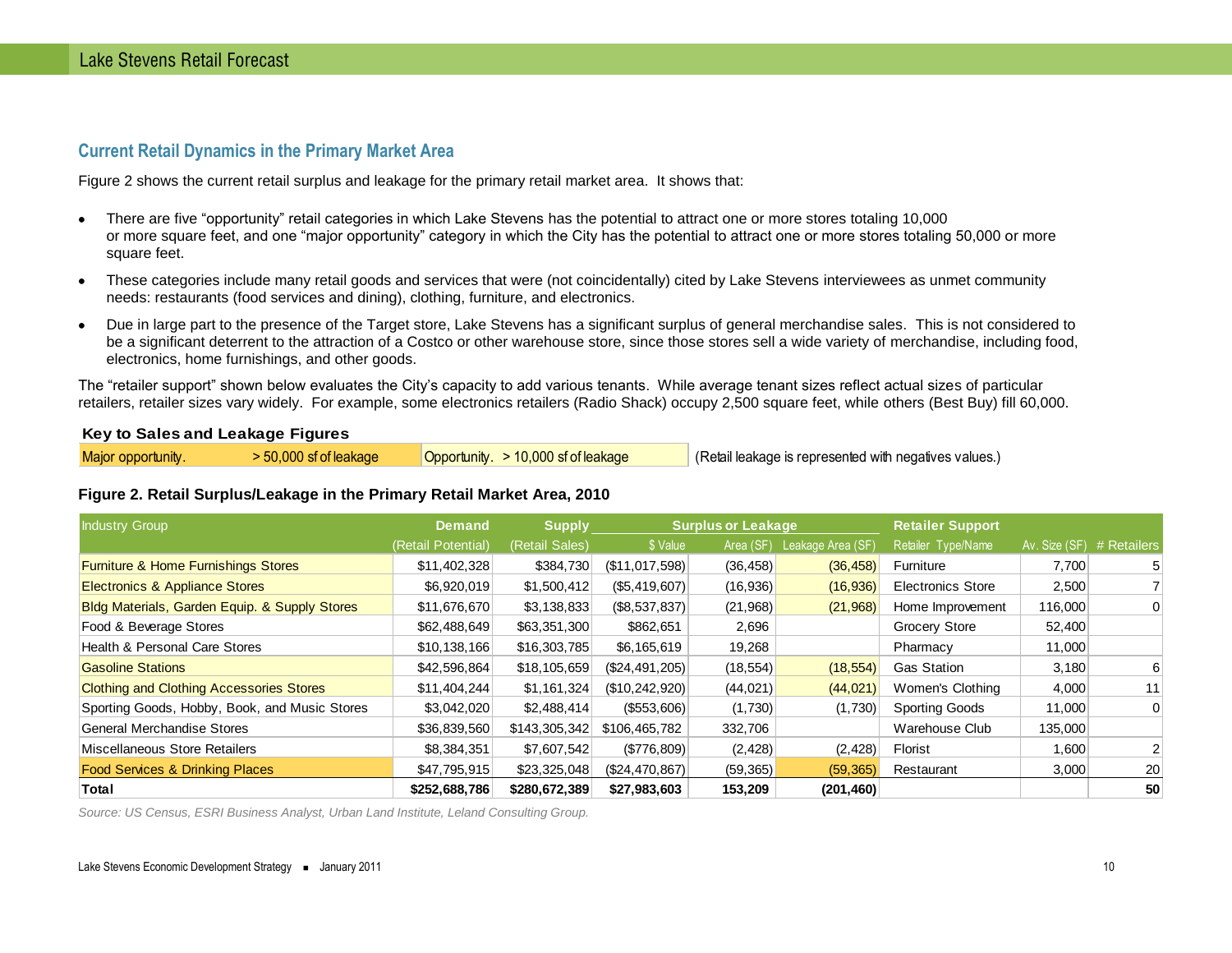## Current Retail Dynamics in the Primary Market Area

Figure 2 shows the current retail surplus and leakage for the primary retail market area. It shows that:

- There are five “opportunity” retail categories in which Lake Stevens has the potential to attract one or more stores totaling 10,000 or more square feet, and one “major opportunity” category in which the City has the potential to attract one or more stores totaling 50,000 or more square feet.
- These categories include many retail goods and services that were (not coincidentally) cited by Lake Stevens interviewees as unmet community needs: restaurants (food services and dining), clothing, furniture, and electronics.
- Due in large part to the presence of the Target store, Lake Stevens has a significant surplus of general merchandise sales. This is not considered to be a significant deterrent to the attraction of a Costco or other warehouse store, since those stores sell a wide variety of merchandise, including food, electronics, home furnishings, and other goods.

The “retailer support” shown below evaluates the City’s capacity to add various tenants. While average tenant sizes reflect actual sizes of particular retailers, retailer sizes vary widely. For example, some electronics retailers (Radio Shack) occupy 2,500 square feet, while others (Best Buy) fill 60,000.

**Key to Sales and Leakage Figures**

| Major opportunity. | > 50,000 sf of leakage | Opportunity. > 10,000 sf of leakage | (Retail leakage is represented with negatives values.) |
|---|---|---|---|

**Figure 2. Retail Surplus/Leakage in the Primary Retail Market Area, 2010**

| Industry Group | Demand | Supply | Surplus or Leakage | | | Retailer Support | | |
|---|---|---|---|---|---|---|---|---|
| | (Retail Potential) | (Retail Sales) | $ Value | Area (SF) | Leakage Area (SF) | Retailer Type/Name | Av. Size (SF) | # Retailers |
| Furniture & Home Furnishings Stores | $11,402,328 | $384,730 | ($11,017,598) | (36,458) | (36,458) | Furniture | 7,700 | 5 |
| Electronics & Appliance Stores | $6,920,019 | $1,500,412 | ($5,419,607) | (16,936) | (16,936) | Electronics Store | 2,500 | 7 |
| Bldg Materials, Garden Equip. & Supply Stores | $11,676,670 | $3,138,833 | ($8,537,837) | (21,968) | (21,968) | Home Improvement | 116,000 | 0 |
| Food & Beverage Stores | $62,488,649 | $63,351,300 | $862,651 | 2,696 | | Grocery Store | 52,400 | |
| Health & Personal Care Stores | $10,138,166 | $16,303,785 | $6,165,619 | 19,268 | | Pharmacy | 11,000 | |
| Gasoline Stations | $42,596,864 | $18,105,659 | ($24,491,205) | (18,554) | (18,554) | Gas Station | 3,180 | 6 |
| Clothing and Clothing Accessories Stores | $11,404,244 | $1,161,324 | ($10,242,920) | (44,021) | (44,021) | Women's Clothing | 4,000 | 11 |
| Sporting Goods, Hobby, Book, and Music Stores | $3,042,020 | $2,488,414 | ($553,606) | (1,730) | (1,730) | Sporting Goods | 11,000 | 0 |
| General Merchandise Stores | $36,839,560 | $143,305,342 | $106,465,782 | 332,706 | | Warehouse Club | 135,000 | |
| Miscellaneous Store Retailers | $8,384,351 | $7,607,542 | ($776,809) | (2,428) | (2,428) | Florist | 1,600 | 2 |
| Food Services & Drinking Places | $47,795,915 | $23,325,048 | ($24,470,867) | (59,365) | (59,365) | Restaurant | 3,000 | 20 |
| **Total** | **$252,688,786** | **$280,672,389** | **$27,983,603** | **153,209** | **(201,460)** | | | **50** |

*Source: US Census, ESRI Business Analyst, Urban Land Institute, Leland Consulting Group.*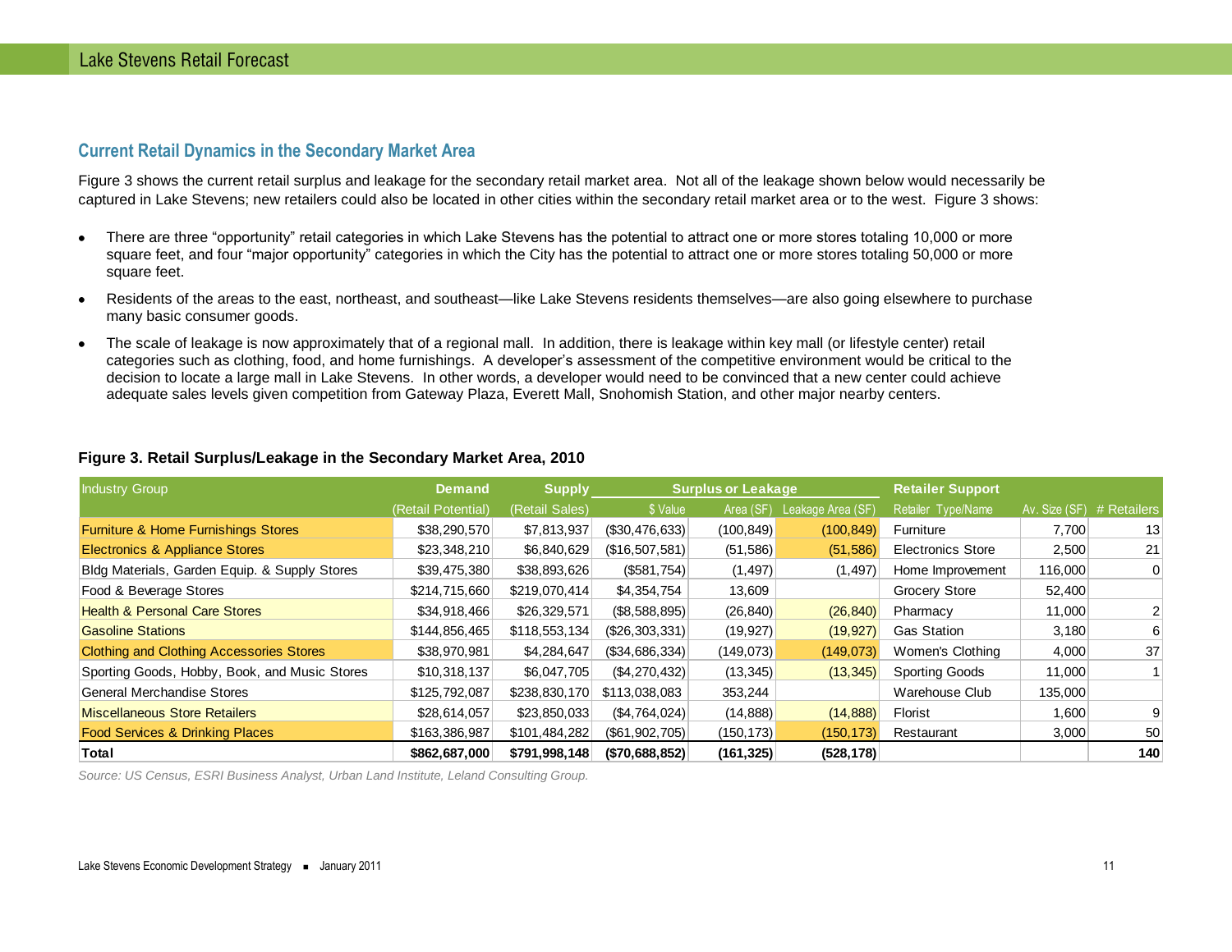## Current Retail Dynamics in the Secondary Market Area

Figure 3 shows the current retail surplus and leakage for the secondary retail market area. Not all of the leakage shown below would necessarily be captured in Lake Stevens; new retailers could also be located in other cities within the secondary retail market area or to the west. Figure 3 shows:

- There are three "opportunity" retail categories in which Lake Stevens has the potential to attract one or more stores totaling 10,000 or more square feet, and four "major opportunity" categories in which the City has the potential to attract one or more stores totaling 50,000 or more square feet.
- Residents of the areas to the east, northeast, and southeast—like Lake Stevens residents themselves—are also going elsewhere to purchase many basic consumer goods.
- The scale of leakage is now approximately that of a regional mall. In addition, there is leakage within key mall (or lifestyle center) retail categories such as clothing, food, and home furnishings. A developer's assessment of the competitive environment would be critical to the decision to locate a large mall in Lake Stevens. In other words, a developer would need to be convinced that a new center could achieve adequate sales levels given competition from Gateway Plaza, Everett Mall, Snohomish Station, and other major nearby centers.

**Figure 3. Retail Surplus/Leakage in the Secondary Market Area, 2010**

| Industry Group | Demand | Supply | Surplus or Leakage | | | Retailer Support | | |
|---|---|---|---|---|---|---|---|---|
| | (Retail Potential) | (Retail Sales) | $ Value | Area (SF) | Leakage Area (SF) | Retailer Type/Name | Av. Size (SF) | # Retailers |
| Furniture & Home Furnishings Stores | $38,290,570 | $7,813,937 | ($30,476,633) | (100,849) | (100,849) | Furniture | 7,700 | 13 |
| Electronics & Appliance Stores | $23,348,210 | $6,840,629 | ($16,507,581) | (51,586) | (51,586) | Electronics Store | 2,500 | 21 |
| Bldg Materials, Garden Equip. & Supply Stores | $39,475,380 | $38,893,626 | ($581,754) | (1,497) | (1,497) | Home Improvement | 116,000 | 0 |
| Food & Beverage Stores | $214,715,660 | $219,070,414 | $4,354,754 | 13,609 | | Grocery Store | 52,400 | |
| Health & Personal Care Stores | $34,918,466 | $26,329,571 | ($8,588,895) | (26,840) | (26,840) | Pharmacy | 11,000 | 2 |
| Gasoline Stations | $144,856,465 | $118,553,134 | ($26,303,331) | (19,927) | (19,927) | Gas Station | 3,180 | 6 |
| Clothing and Clothing Accessories Stores | $38,970,981 | $4,284,647 | ($34,686,334) | (149,073) | (149,073) | Women's Clothing | 4,000 | 37 |
| Sporting Goods, Hobby, Book, and Music Stores | $10,318,137 | $6,047,705 | ($4,270,432) | (13,345) | (13,345) | Sporting Goods | 11,000 | 1 |
| General Merchandise Stores | $125,792,087 | $238,830,170 | $113,038,083 | 353,244 | | Warehouse Club | 135,000 | |
| Miscellaneous Store Retailers | $28,614,057 | $23,850,033 | ($4,764,024) | (14,888) | (14,888) | Florist | 1,600 | 9 |
| Food Services & Drinking Places | $163,386,987 | $101,484,282 | ($61,902,705) | (150,173) | (150,173) | Restaurant | 3,000 | 50 |
| **Total** | **$862,687,000** | **$791,998,148** | **($70,688,852)** | **(161,325)** | **(528,178)** | | | **140** |

*Source: US Census, ESRI Business Analyst, Urban Land Institute, Leland Consulting Group.*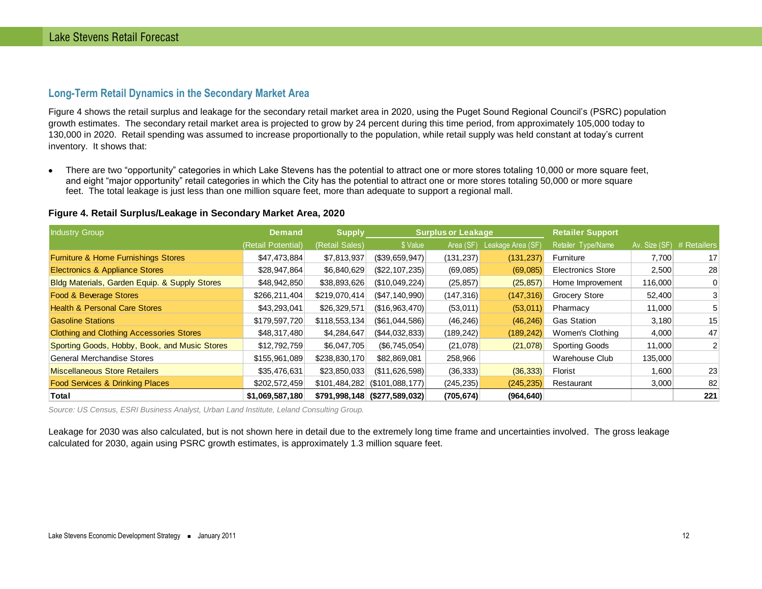## Long-Term Retail Dynamics in the Secondary Market Area

Figure 4 shows the retail surplus and leakage for the secondary retail market area in 2020, using the Puget Sound Regional Council's (PSRC) population growth estimates. The secondary retail market area is projected to grow by 24 percent during this time period, from approximately 105,000 today to 130,000 in 2020. Retail spending was assumed to increase proportionally to the population, while retail supply was held constant at today's current inventory. It shows that:

- There are two "opportunity" categories in which Lake Stevens has the potential to attract one or more stores totaling 10,000 or more square feet, and eight "major opportunity" retail categories in which the City has the potential to attract one or more stores totaling 50,000 or more square feet. The total leakage is just less than one million square feet, more than adequate to support a regional mall.

**Figure 4. Retail Surplus/Leakage in Secondary Market Area, 2020**

| Industry Group | Demand | Supply | Surplus or Leakage | | | Retailer Support | | |
|---|---|---|---|---|---|---|---|---|
| | (Retail Potential) | (Retail Sales) | $ Value | Area (SF) | Leakage Area (SF) | Retailer Type/Name | Av. Size (SF) | # Retailers |
| Furniture & Home Furnishings Stores | $47,473,884 | $7,813,937 | ($39,659,947) | (131,237) | (131,237) | Furniture | 7,700 | 17 |
| Electronics & Appliance Stores | $28,947,864 | $6,840,629 | ($22,107,235) | (69,085) | (69,085) | Electronics Store | 2,500 | 28 |
| Bldg Materials, Garden Equip. & Supply Stores | $48,942,850 | $38,893,626 | ($10,049,224) | (25,857) | (25,857) | Home Improvement | 116,000 | 0 |
| Food & Beverage Stores | $266,211,404 | $219,070,414 | ($47,140,990) | (147,316) | (147,316) | Grocery Store | 52,400 | 3 |
| Health & Personal Care Stores | $43,293,041 | $26,329,571 | ($16,963,470) | (53,011) | (53,011) | Pharmacy | 11,000 | 5 |
| Gasoline Stations | $179,597,720 | $118,553,134 | ($61,044,586) | (46,246) | (46,246) | Gas Station | 3,180 | 15 |
| Clothing and Clothing Accessories Stores | $48,317,480 | $4,284,647 | ($44,032,833) | (189,242) | (189,242) | Women's Clothing | 4,000 | 47 |
| Sporting Goods, Hobby, Book, and Music Stores | $12,792,759 | $6,047,705 | ($6,745,054) | (21,078) | (21,078) | Sporting Goods | 11,000 | 2 |
| General Merchandise Stores | $155,961,089 | $238,830,170 | $82,869,081 | 258,966 | | Warehouse Club | 135,000 | |
| Miscellaneous Store Retailers | $35,476,631 | $23,850,033 | ($11,626,598) | (36,333) | (36,333) | Florist | 1,600 | 23 |
| Food Services & Drinking Places | $202,572,459 | $101,484,282 | ($101,088,177) | (245,235) | (245,235) | Restaurant | 3,000 | 82 |
| **Total** | **$1,069,587,180** | **$791,998,148** | **($277,589,032)** | **(705,674)** | **(964,640)** | | | **221** |

*Source: US Census, ESRI Business Analyst, Urban Land Institute, Leland Consulting Group.*

Leakage for 2030 was also calculated, but is not shown here in detail due to the extremely long time frame and uncertainties involved. The gross leakage calculated for 2030, again using PSRC growth estimates, is approximately 1.3 million square feet.